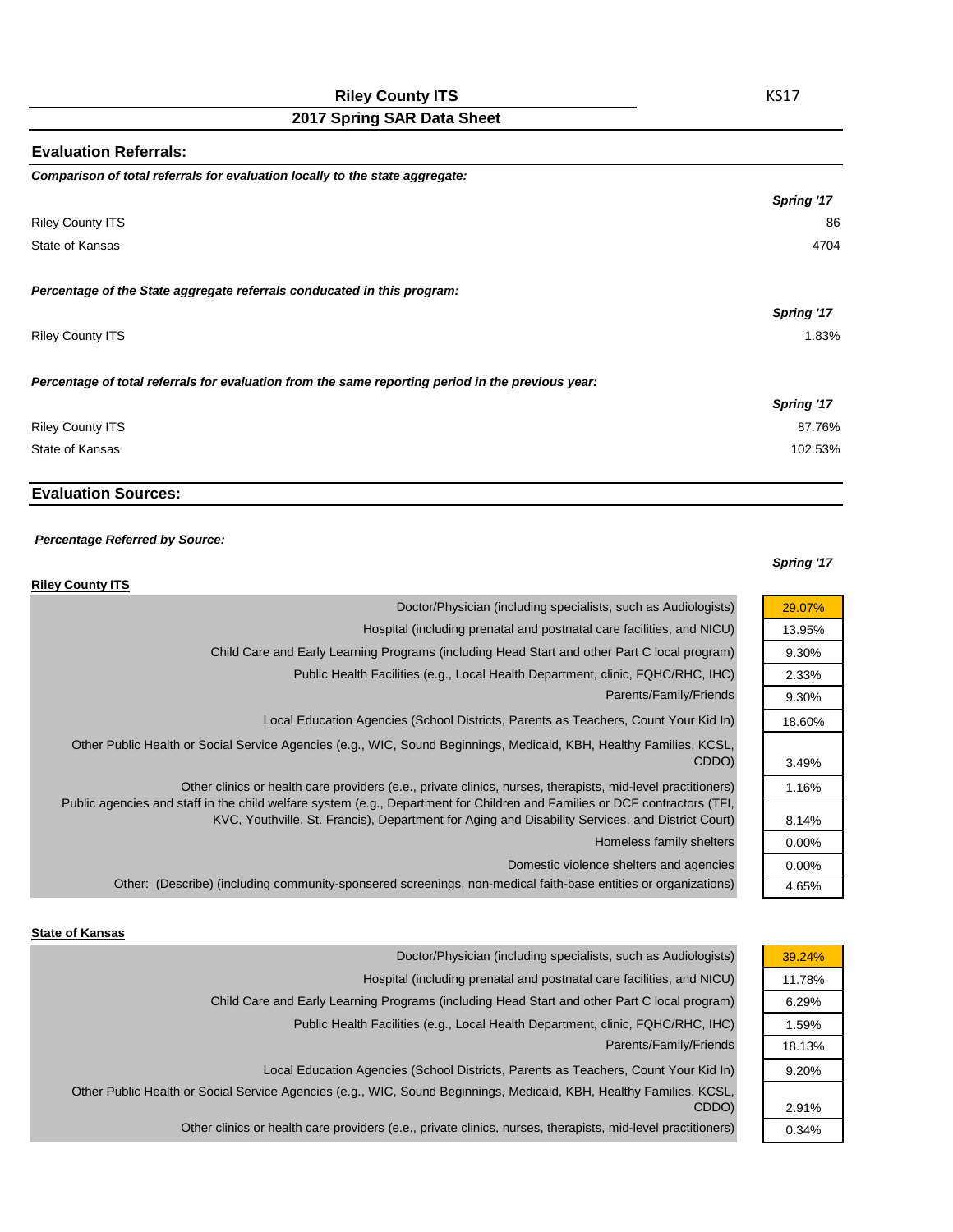# Riley County ITS

## 2017 Spring SAR Data Sheet

KS17

## Evaluation Referrals:

***Comparison of total referrals for evaluation locally to the state aggregate:***

| | *Spring '17* |
|---|---|
| Riley County ITS | 86 |
| State of Kansas | 4704 |

***Percentage of the State aggregate referrals conducated in this program:***

| | *Spring '17* |
|---|---|
| Riley County ITS | 1.83% |

***Percentage of total referrals for evaluation from the same reporting period in the previous year:***

| | *Spring '17* |
|---|---|
| Riley County ITS | 87.76% |
| State of Kansas | 102.53% |

## Evaluation Sources:

***Percentage Referred by Source:***

**Riley County ITS**

| | *Spring '17* |
|---|---|
| Doctor/Physician (including specialists, such as Audiologists) | 29.07% |
| Hospital (including prenatal and postnatal care facilities, and NICU) | 13.95% |
| Child Care and Early Learning Programs (including Head Start and other Part C local program) | 9.30% |
| Public Health Facilities (e.g., Local Health Department, clinic, FQHC/RHC, IHC) | 2.33% |
| Parents/Family/Friends | 9.30% |
| Local Education Agencies (School Districts, Parents as Teachers, Count Your Kid In) | 18.60% |
| Other Public Health or Social Service Agencies (e.g., WIC, Sound Beginnings, Medicaid, KBH, Healthy Families, KCSL, CDDO) | 3.49% |
| Other clinics or health care providers (e.e., private clinics, nurses, therapists, mid-level practitioners) | 1.16% |
| Public agencies and staff in the child welfare system (e.g., Department for Children and Families or DCF contractors (TFI, KVC, Youthville, St. Francis), Department for Aging and Disability Services, and District Court) | 8.14% |
| Homeless family shelters | 0.00% |
| Domestic violence shelters and agencies | 0.00% |
| Other: (Describe) (including community-sponsered screenings, non-medical faith-base entities or organizations) | 4.65% |

**State of Kansas**

| | *Spring '17* |
|---|---|
| Doctor/Physician (including specialists, such as Audiologists) | 39.24% |
| Hospital (including prenatal and postnatal care facilities, and NICU) | 11.78% |
| Child Care and Early Learning Programs (including Head Start and other Part C local program) | 6.29% |
| Public Health Facilities (e.g., Local Health Department, clinic, FQHC/RHC, IHC) | 1.59% |
| Parents/Family/Friends | 18.13% |
| Local Education Agencies (School Districts, Parents as Teachers, Count Your Kid In) | 9.20% |
| Other Public Health or Social Service Agencies (e.g., WIC, Sound Beginnings, Medicaid, KBH, Healthy Families, KCSL, CDDO) | 2.91% |
| Other clinics or health care providers (e.e., private clinics, nurses, therapists, mid-level practitioners) | 0.34% |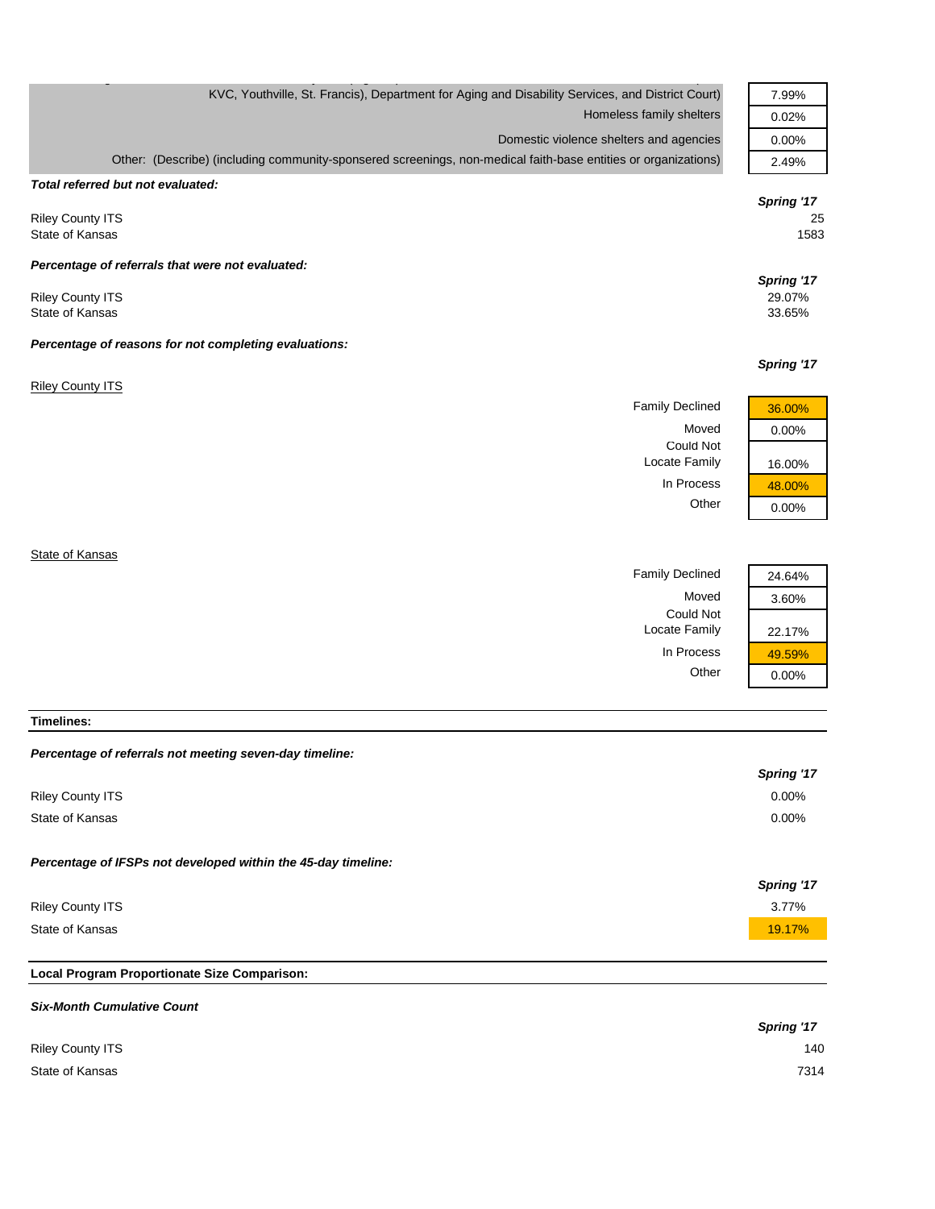| | |
|---|---|
| KVC, Youthville, St. Francis), Department for Aging and Disability Services, and District Court) | 7.99% |
| Homeless family shelters | 0.02% |
| Domestic violence shelters and agencies | 0.00% |
| Other: (Describe) (including community-sponsered screenings, non-medical faith-base entities or organizations) | 2.49% |

***Total referred but not evaluated:***

| | *Spring '17* |
|---|---|
| Riley County ITS | 25 |
| State of Kansas | 1583 |

***Percentage of referrals that were not evaluated:***

| | *Spring '17* |
|---|---|
| Riley County ITS | 29.07% |
| State of Kansas | 33.65% |

***Percentage of reasons for not completing evaluations:***

*Spring '17*

Riley County ITS

| | |
|---|---|
| Family Declined | 36.00% |
| Moved | 0.00% |
| Could Not Locate Family | 16.00% |
| In Process | 48.00% |
| Other | 0.00% |

State of Kansas

| | |
|---|---|
| Family Declined | 24.64% |
| Moved | 3.60% |
| Could Not Locate Family | 22.17% |
| In Process | 49.59% |
| Other | 0.00% |

**Timelines:**

***Percentage of referrals not meeting seven-day timeline:***

| | *Spring '17* |
|---|---|
| Riley County ITS | 0.00% |
| State of Kansas | 0.00% |

***Percentage of IFSPs not developed within the 45-day timeline:***

| | *Spring '17* |
|---|---|
| Riley County ITS | 3.77% |
| State of Kansas | 19.17% |

**Local Program Proportionate Size Comparison:**

***Six-Month Cumulative Count***

| | *Spring '17* |
|---|---|
| Riley County ITS | 140 |
| State of Kansas | 7314 |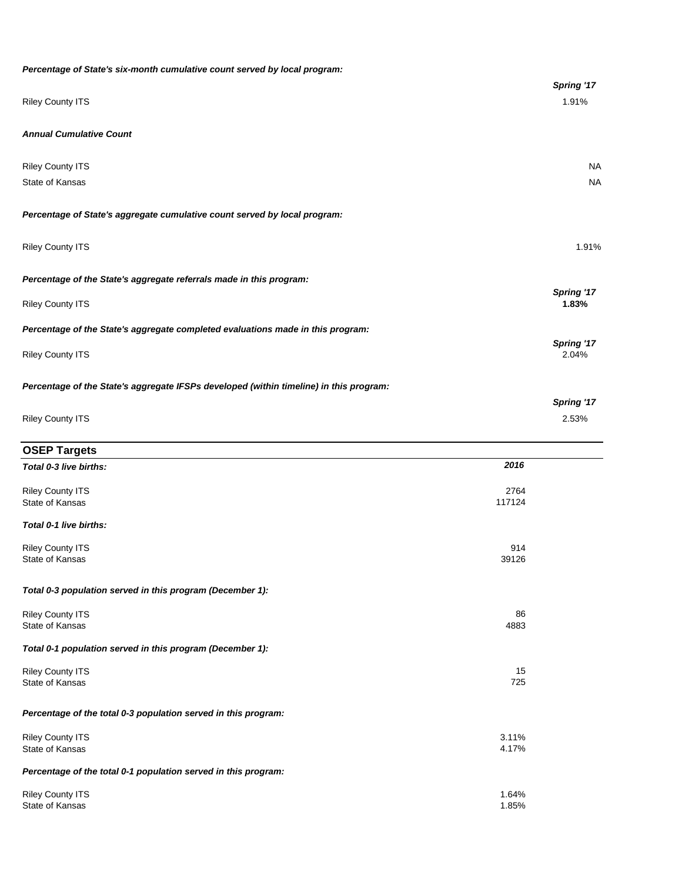***Percentage of State's six-month cumulative count served by local program:***

| | Spring '17 |
|---|---|
| Riley County ITS | 1.91% |

***Annual Cumulative Count***

| | |
|---|---|
| Riley County ITS | NA |
| State of Kansas | NA |

***Percentage of State's aggregate cumulative count served by local program:***

| | |
|---|---|
| Riley County ITS | 1.91% |

***Percentage of the State's aggregate referrals made in this program:***

| | Spring '17 |
|---|---|
| Riley County ITS | **1.83%** |

***Percentage of the State's aggregate completed evaluations made in this program:***

| | Spring '17 |
|---|---|
| Riley County ITS | 2.04% |

***Percentage of the State's aggregate IFSPs developed (within timeline) in this program:***

| | Spring '17 |
|---|---|
| Riley County ITS | 2.53% |

## OSEP Targets

***Total 0-3 live births:***

| | 2016 |
|---|---|
| Riley County ITS | 2764 |
| State of Kansas | 117124 |

***Total 0-1 live births:***

| | |
|---|---|
| Riley County ITS | 914 |
| State of Kansas | 39126 |

***Total 0-3 population served in this program (December 1):***

| | |
|---|---|
| Riley County ITS | 86 |
| State of Kansas | 4883 |

***Total 0-1 population served in this program (December 1):***

| | |
|---|---|
| Riley County ITS | 15 |
| State of Kansas | 725 |

***Percentage of the total 0-3 population served in this program:***

| | |
|---|---|
| Riley County ITS | 3.11% |
| State of Kansas | 4.17% |

***Percentage of the total 0-1 population served in this program:***

| | |
|---|---|
| Riley County ITS | 1.64% |
| State of Kansas | 1.85% |